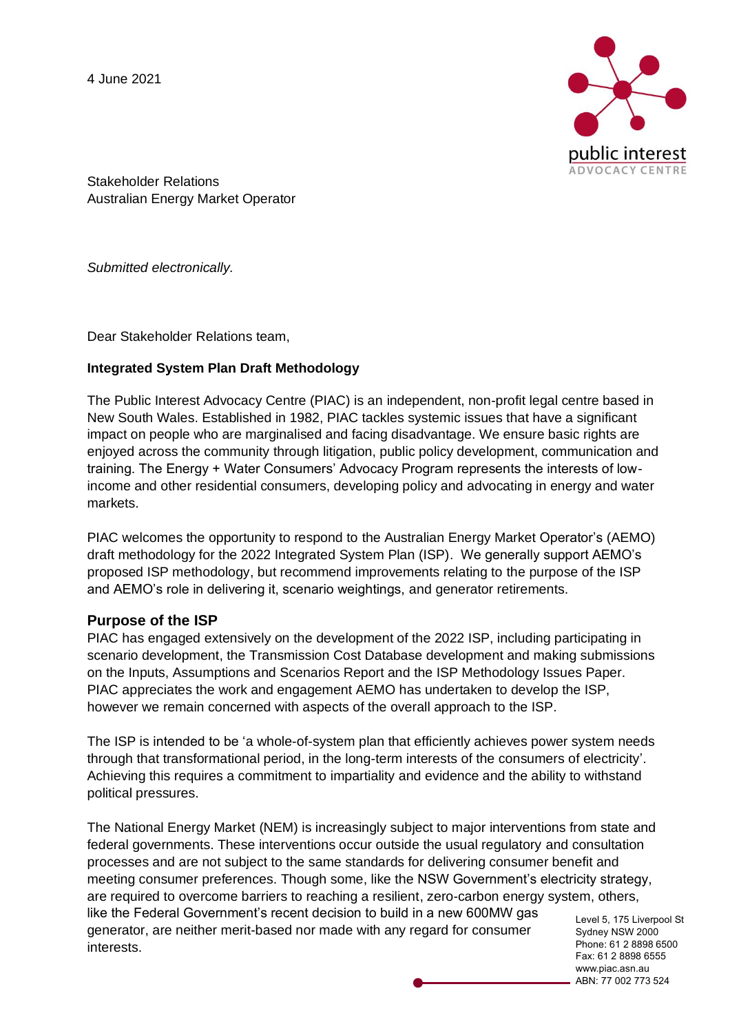4 June 2021

Stakeholder Relations
Australian Energy Market Operator

*Submitted electronically.*

Dear Stakeholder Relations team,

**Integrated System Plan Draft Methodology**

The Public Interest Advocacy Centre (PIAC) is an independent, non-profit legal centre based in New South Wales. Established in 1982, PIAC tackles systemic issues that have a significant impact on people who are marginalised and facing disadvantage. We ensure basic rights are enjoyed across the community through litigation, public policy development, communication and training. The Energy + Water Consumers' Advocacy Program represents the interests of low-income and other residential consumers, developing policy and advocating in energy and water markets.

PIAC welcomes the opportunity to respond to the Australian Energy Market Operator's (AEMO) draft methodology for the 2022 Integrated System Plan (ISP). We generally support AEMO's proposed ISP methodology, but recommend improvements relating to the purpose of the ISP and AEMO's role in delivering it, scenario weightings, and generator retirements.

## Purpose of the ISP

PIAC has engaged extensively on the development of the 2022 ISP, including participating in scenario development, the Transmission Cost Database development and making submissions on the Inputs, Assumptions and Scenarios Report and the ISP Methodology Issues Paper. PIAC appreciates the work and engagement AEMO has undertaken to develop the ISP, however we remain concerned with aspects of the overall approach to the ISP.

The ISP is intended to be 'a whole-of-system plan that efficiently achieves power system needs through that transformational period, in the long-term interests of the consumers of electricity'. Achieving this requires a commitment to impartiality and evidence and the ability to withstand political pressures.

The National Energy Market (NEM) is increasingly subject to major interventions from state and federal governments. These interventions occur outside the usual regulatory and consultation processes and are not subject to the same standards for delivering consumer benefit and meeting consumer preferences. Though some, like the NSW Government's electricity strategy, are required to overcome barriers to reaching a resilient, zero-carbon energy system, others, like the Federal Government's recent decision to build in a new 600MW gas generator, are neither merit-based nor made with any regard for consumer interests.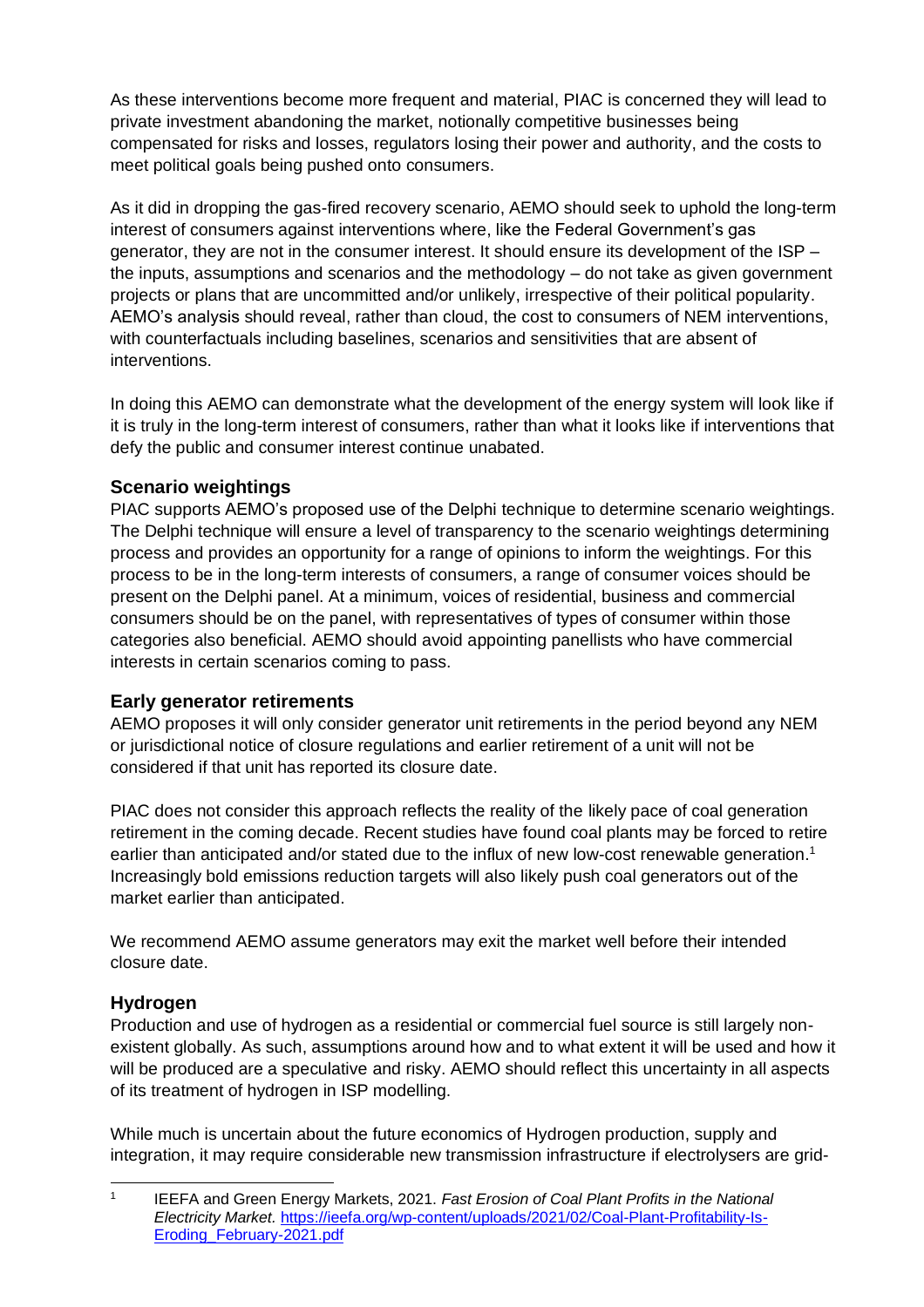As these interventions become more frequent and material, PIAC is concerned they will lead to private investment abandoning the market, notionally competitive businesses being compensated for risks and losses, regulators losing their power and authority, and the costs to meet political goals being pushed onto consumers.

As it did in dropping the gas-fired recovery scenario, AEMO should seek to uphold the long-term interest of consumers against interventions where, like the Federal Government's gas generator, they are not in the consumer interest. It should ensure its development of the ISP – the inputs, assumptions and scenarios and the methodology – do not take as given government projects or plans that are uncommitted and/or unlikely, irrespective of their political popularity. AEMO's analysis should reveal, rather than cloud, the cost to consumers of NEM interventions, with counterfactuals including baselines, scenarios and sensitivities that are absent of interventions.

In doing this AEMO can demonstrate what the development of the energy system will look like if it is truly in the long-term interest of consumers, rather than what it looks like if interventions that defy the public and consumer interest continue unabated.

### Scenario weightings

PIAC supports AEMO's proposed use of the Delphi technique to determine scenario weightings. The Delphi technique will ensure a level of transparency to the scenario weightings determining process and provides an opportunity for a range of opinions to inform the weightings. For this process to be in the long-term interests of consumers, a range of consumer voices should be present on the Delphi panel. At a minimum, voices of residential, business and commercial consumers should be on the panel, with representatives of types of consumer within those categories also beneficial. AEMO should avoid appointing panellists who have commercial interests in certain scenarios coming to pass.

### Early generator retirements

AEMO proposes it will only consider generator unit retirements in the period beyond any NEM or jurisdictional notice of closure regulations and earlier retirement of a unit will not be considered if that unit has reported its closure date.

PIAC does not consider this approach reflects the reality of the likely pace of coal generation retirement in the coming decade. Recent studies have found coal plants may be forced to retire earlier than anticipated and/or stated due to the influx of new low-cost renewable generation.[1] Increasingly bold emissions reduction targets will also likely push coal generators out of the market earlier than anticipated.

We recommend AEMO assume generators may exit the market well before their intended closure date.

### Hydrogen

Production and use of hydrogen as a residential or commercial fuel source is still largely non-existent globally. As such, assumptions around how and to what extent it will be used and how it will be produced are a speculative and risky. AEMO should reflect this uncertainty in all aspects of its treatment of hydrogen in ISP modelling.

While much is uncertain about the future economics of Hydrogen production, supply and integration, it may require considerable new transmission infrastructure if electrolysers are grid-

---

[1] IEEFA and Green Energy Markets, 2021. *Fast Erosion of Coal Plant Profits in the National Electricity Market.* [https://ieefa.org/wp-content/uploads/2021/02/Coal-Plant-Profitability-Is-Eroding_February-2021.pdf](https://ieefa.org/wp-content/uploads/2021/02/Coal-Plant-Profitability-Is-Eroding_February-2021.pdf)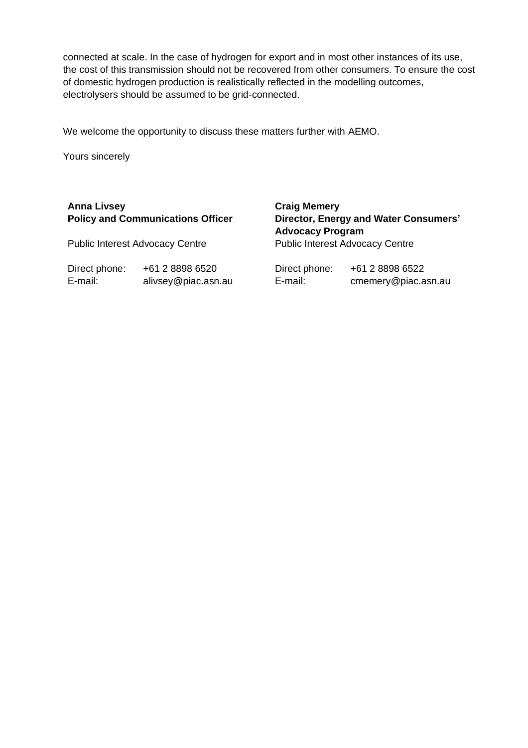connected at scale. In the case of hydrogen for export and in most other instances of its use, the cost of this transmission should not be recovered from other consumers. To ensure the cost of domestic hydrogen production is realistically reflected in the modelling outcomes, electrolysers should be assumed to be grid-connected.

We welcome the opportunity to discuss these matters further with AEMO.

Yours sincerely

**Anna Livsey**
**Policy and Communications Officer**

Public Interest Advocacy Centre

Direct phone: +61 2 8898 6520
E-mail: alivsey@piac.asn.au

**Craig Memery**
**Director, Energy and Water Consumers' Advocacy Program**

Public Interest Advocacy Centre

Direct phone: +61 2 8898 6522
E-mail: cmemery@piac.asn.au